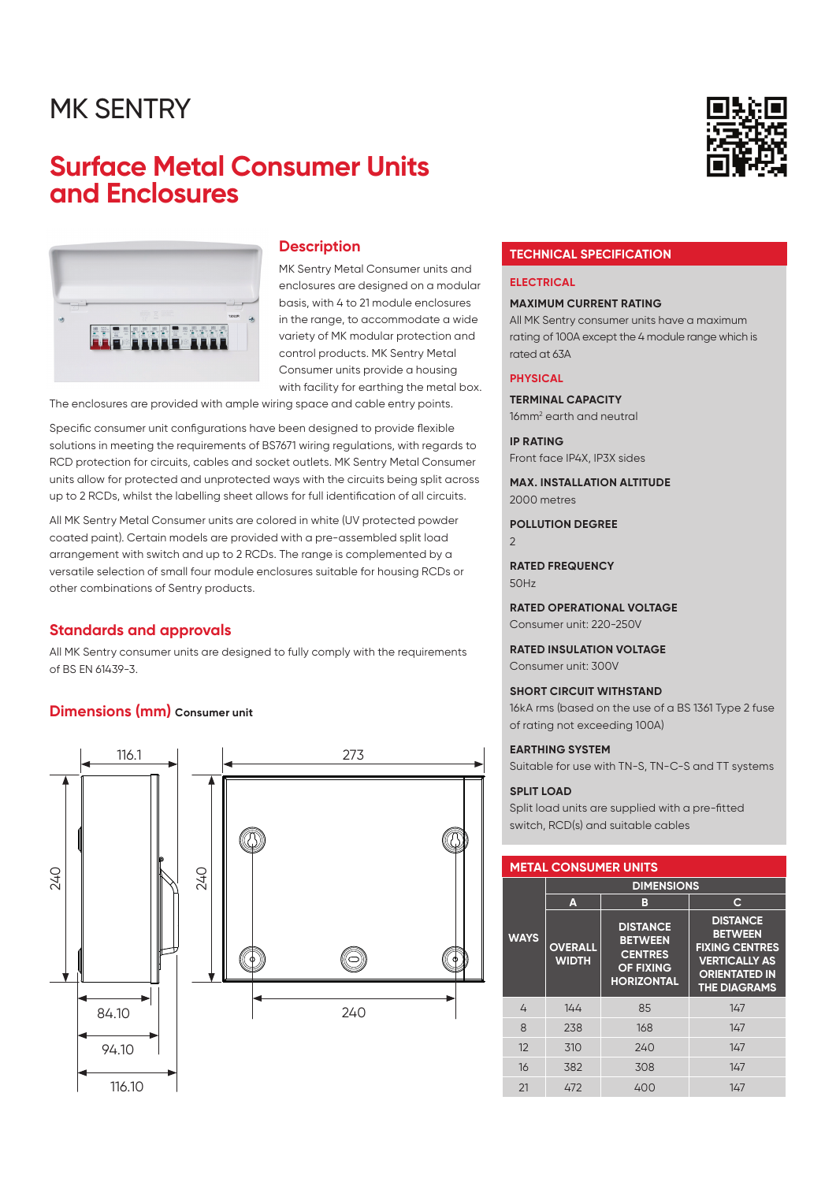# MK SENTRY

## Surface Metal Consumer Units and Enclosures

### Description

MK Sentry Metal Consumer units and enclosures are designed on a modular basis, with 4 to 21 module enclosures in the range, to accommodate a wide variety of MK modular protection and control products. MK Sentry Metal Consumer units provide a housing with facility for earthing the metal box. The enclosures are provided with ample wiring space and cable entry points.

Specific consumer unit configurations have been designed to provide flexible solutions in meeting the requirements of BS7671 wiring regulations, with regards to RCD protection for circuits, cables and socket outlets. MK Sentry Metal Consumer units allow for protected and unprotected ways with the circuits being split across up to 2 RCDs, whilst the labelling sheet allows for full identification of all circuits.

All MK Sentry Metal Consumer units are colored in white (UV protected powder coated paint). Certain models are provided with a pre-assembled split load arrangement with switch and up to 2 RCDs. The range is complemented by a versatile selection of small four module enclosures suitable for housing RCDs or other combinations of Sentry products.

### Standards and approvals

All MK Sentry consumer units are designed to fully comply with the requirements of BS EN 61439-3.

### Dimensions (mm) Consumer unit

116.1
273
240
240
240
84.10
94.10
116.10

### TECHNICAL SPECIFICATION

**ELECTRICAL**

**MAXIMUM CURRENT RATING**
All MK Sentry consumer units have a maximum rating of 100A except the 4 module range which is rated at 63A

**PHYSICAL**

**TERMINAL CAPACITY**
16mm$^2$ earth and neutral

**IP RATING**
Front face IP4X, IP3X sides

**MAX. INSTALLATION ALTITUDE**
2000 metres

**POLLUTION DEGREE**
2

**RATED FREQUENCY**
50Hz

**RATED OPERATIONAL VOLTAGE**
Consumer unit: 220-250V

**RATED INSULATION VOLTAGE**
Consumer unit: 300V

**SHORT CIRCUIT WITHSTAND**
16kA rms (based on the use of a BS 1361 Type 2 fuse of rating not exceeding 100A)

**EARTHING SYSTEM**
Suitable for use with TN-S, TN-C-S and TT systems

**SPLIT LOAD**
Split load units are supplied with a pre-fitted switch, RCD(s) and suitable cables

### METAL CONSUMER UNITS

| WAYS | DIMENSIONS | | |
|---|---|---|---|
| | A | B | C |
| | OVERALL WIDTH | DISTANCE BETWEEN CENTRES OF FIXING HORIZONTAL | DISTANCE BETWEEN FIXING CENTRES VERTICALLY AS ORIENTATED IN THE DIAGRAMS |
| 4 | 144 | 85 | 147 |
| 8 | 238 | 168 | 147 |
| 12 | 310 | 240 | 147 |
| 16 | 382 | 308 | 147 |
| 21 | 472 | 400 | 147 |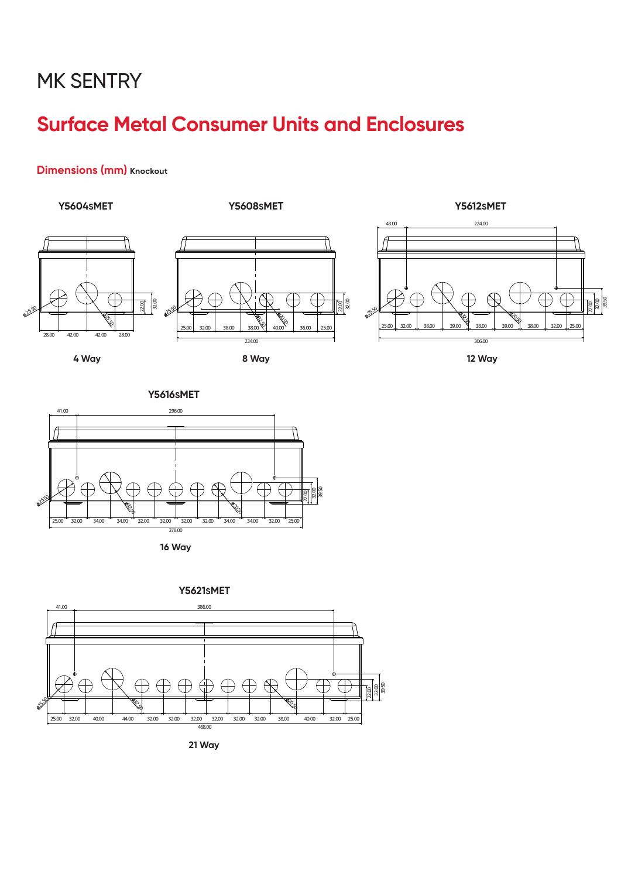# MK SENTRY

## Surface Metal Consumer Units and Enclosures

### Dimensions (mm) Knockout

**Y5604SMET**

**4 Way**

**Y5608SMET**

**8 Way**

**Y5612SMET**

**12 Way**

**Y5616SMET**

**16 Way**

**Y5621SMET**

**21 Way**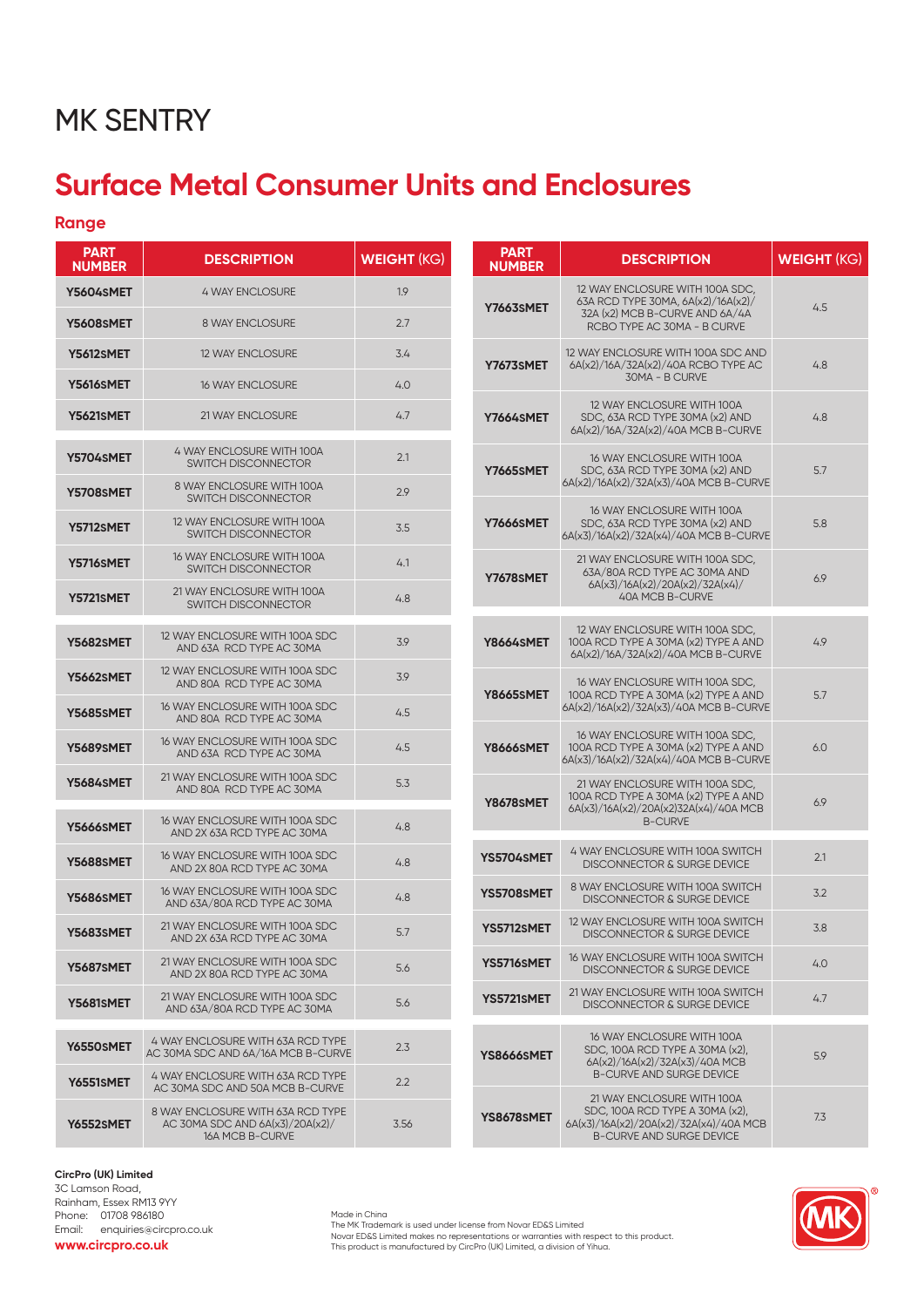# MK SENTRY

## Surface Metal Consumer Units and Enclosures

### Range

| PART NUMBER | DESCRIPTION | WEIGHT (KG) |
|---|---|---|
| Y5604SMET | 4 WAY ENCLOSURE | 1.9 |
| Y5608SMET | 8 WAY ENCLOSURE | 2.7 |
| Y5612SMET | 12 WAY ENCLOSURE | 3.4 |
| Y5616SMET | 16 WAY ENCLOSURE | 4.0 |
| Y5621SMET | 21 WAY ENCLOSURE | 4.7 |
| Y5704SMET | 4 WAY ENCLOSURE WITH 100A SWITCH DISCONNECTOR | 2.1 |
| Y5708SMET | 8 WAY ENCLOSURE WITH 100A SWITCH DISCONNECTOR | 2.9 |
| Y5712SMET | 12 WAY ENCLOSURE WITH 100A SWITCH DISCONNECTOR | 3.5 |
| Y5716SMET | 16 WAY ENCLOSURE WITH 100A SWITCH DISCONNECTOR | 4.1 |
| Y5721SMET | 21 WAY ENCLOSURE WITH 100A SWITCH DISCONNECTOR | 4.8 |
| Y5682SMET | 12 WAY ENCLOSURE WITH 100A SDC AND 63A RCD TYPE AC 30MA | 3.9 |
| Y5662SMET | 12 WAY ENCLOSURE WITH 100A SDC AND 80A RCD TYPE AC 30MA | 3.9 |
| Y5685SMET | 16 WAY ENCLOSURE WITH 100A SDC AND 80A RCD TYPE AC 30MA | 4.5 |
| Y5689SMET | 16 WAY ENCLOSURE WITH 100A SDC AND 63A RCD TYPE AC 30MA | 4.5 |
| Y5684SMET | 21 WAY ENCLOSURE WITH 100A SDC AND 80A RCD TYPE AC 30MA | 5.3 |
| Y5666SMET | 16 WAY ENCLOSURE WITH 100A SDC AND 2X 63A RCD TYPE AC 30MA | 4.8 |
| Y5688SMET | 16 WAY ENCLOSURE WITH 100A SDC AND 2X 80A RCD TYPE AC 30MA | 4.8 |
| Y5686SMET | 16 WAY ENCLOSURE WITH 100A SDC AND 63A/80A RCD TYPE AC 30MA | 4.8 |
| Y5683SMET | 21 WAY ENCLOSURE WITH 100A SDC AND 2X 63A RCD TYPE AC 30MA | 5.7 |
| Y5687SMET | 21 WAY ENCLOSURE WITH 100A SDC AND 2X 80A RCD TYPE AC 30MA | 5.6 |
| Y5681SMET | 21 WAY ENCLOSURE WITH 100A SDC AND 63A/80A RCD TYPE AC 30MA | 5.6 |
| Y6550SMET | 4 WAY ENCLOSURE WITH 63A RCD TYPE AC 30MA SDC AND 6A/16A MCB B-CURVE | 2.3 |
| Y6551SMET | 4 WAY ENCLOSURE WITH 63A RCD TYPE AC 30MA SDC AND 50A MCB B-CURVE | 2.2 |
| Y6552SMET | 8 WAY ENCLOSURE WITH 63A RCD TYPE AC 30MA SDC AND 6A(x3)/20A(x2)/16A MCB B-CURVE | 3.56 |
| Y7663SMET | 12 WAY ENCLOSURE WITH 100A SDC, 63A RCD TYPE 30MA, 6A(x2)/16A(x2)/32A (x2) MCB B-CURVE AND 6A/4A RCBO TYPE AC 30MA - B CURVE | 4.5 |
| Y7673SMET | 12 WAY ENCLOSURE WITH 100A SDC AND 6A(x2)/16A/32A(x2)/40A RCBO TYPE AC 30MA - B CURVE | 4.8 |
| Y7664SMET | 12 WAY ENCLOSURE WITH 100A SDC, 63A RCD TYPE 30MA (x2) AND 6A(x2)/16A/32A(x2)/40A MCB B-CURVE | 4.8 |
| Y7665SMET | 16 WAY ENCLOSURE WITH 100A SDC, 63A RCD TYPE 30MA (x2) AND 6A(x2)/16A(x2)/32A(x3)/40A MCB B-CURVE | 5.7 |
| Y7666SMET | 16 WAY ENCLOSURE WITH 100A SDC, 63A RCD TYPE 30MA (x2) AND 6A(x3)/16A(x2)/32A(x4)/40A MCB B-CURVE | 5.8 |
| Y7678SMET | 21 WAY ENCLOSURE WITH 100A SDC, 63A/80A RCD TYPE AC 30MA AND 6A(x3)/16A(x2)/20A(x2)/32A(x4)/ 40A MCB B-CURVE | 6.9 |
| Y8664SMET | 12 WAY ENCLOSURE WITH 100A SDC, 100A RCD TYPE A 30MA (x2) TYPE A AND 6A(x2)/16A/32A(x2)/40A MCB B-CURVE | 4.9 |
| Y8665SMET | 16 WAY ENCLOSURE WITH 100A SDC, 100A RCD TYPE A 30MA (x2) TYPE A AND 6A(x2)/16A(x2)/32A(x3)/40A MCB B-CURVE | 5.7 |
| Y8666SMET | 16 WAY ENCLOSURE WITH 100A SDC, 100A RCD TYPE A 30MA (x2) TYPE A AND 6A(x3)/16A(x2)/32A(x4)/40A MCB B-CURVE | 6.0 |
| Y8678SMET | 21 WAY ENCLOSURE WITH 100A SDC, 100A RCD TYPE A 30MA (x2) TYPE A AND 6A(x3)/16A(x2)/20A(x2)32A(x4)/40A MCB B-CURVE | 6.9 |
| YS5704SMET | 4 WAY ENCLOSURE WITH 100A SWITCH DISCONNECTOR & SURGE DEVICE | 2.1 |
| YS5708SMET | 8 WAY ENCLOSURE WITH 100A SWITCH DISCONNECTOR & SURGE DEVICE | 3.2 |
| YS5712SMET | 12 WAY ENCLOSURE WITH 100A SWITCH DISCONNECTOR & SURGE DEVICE | 3.8 |
| YS5716SMET | 16 WAY ENCLOSURE WITH 100A SWITCH DISCONNECTOR & SURGE DEVICE | 4.0 |
| YS5721SMET | 21 WAY ENCLOSURE WITH 100A SWITCH DISCONNECTOR & SURGE DEVICE | 4.7 |
| YS8666SMET | 16 WAY ENCLOSURE WITH 100A SDC, 100A RCD TYPE A 30MA (x2), 6A(x2)/16A(x2)/32A(x3)/40A MCB B-CURVE AND SURGE DEVICE | 5.9 |
| YS8678SMET | 21 WAY ENCLOSURE WITH 100A SDC, 100A RCD TYPE A 30MA (x2), 6A(x3)/16A(x2)/20A(x2)/32A(x4)/40A MCB B-CURVE AND SURGE DEVICE | 7.3 |

**CircPro (UK) Limited**
3C Lamson Road,
Rainham, Essex RM13 9YY
Phone: 01708 986180
Email: enquiries@circpro.co.uk
**www.circpro.co.uk**

Made in China
The MK Trademark is used under license from Novar ED&S Limited
Novar ED&S Limited makes no representations or warranties with respect to this product.
This product is manufactured by CircPro (UK) Limited, a division of Yihua.